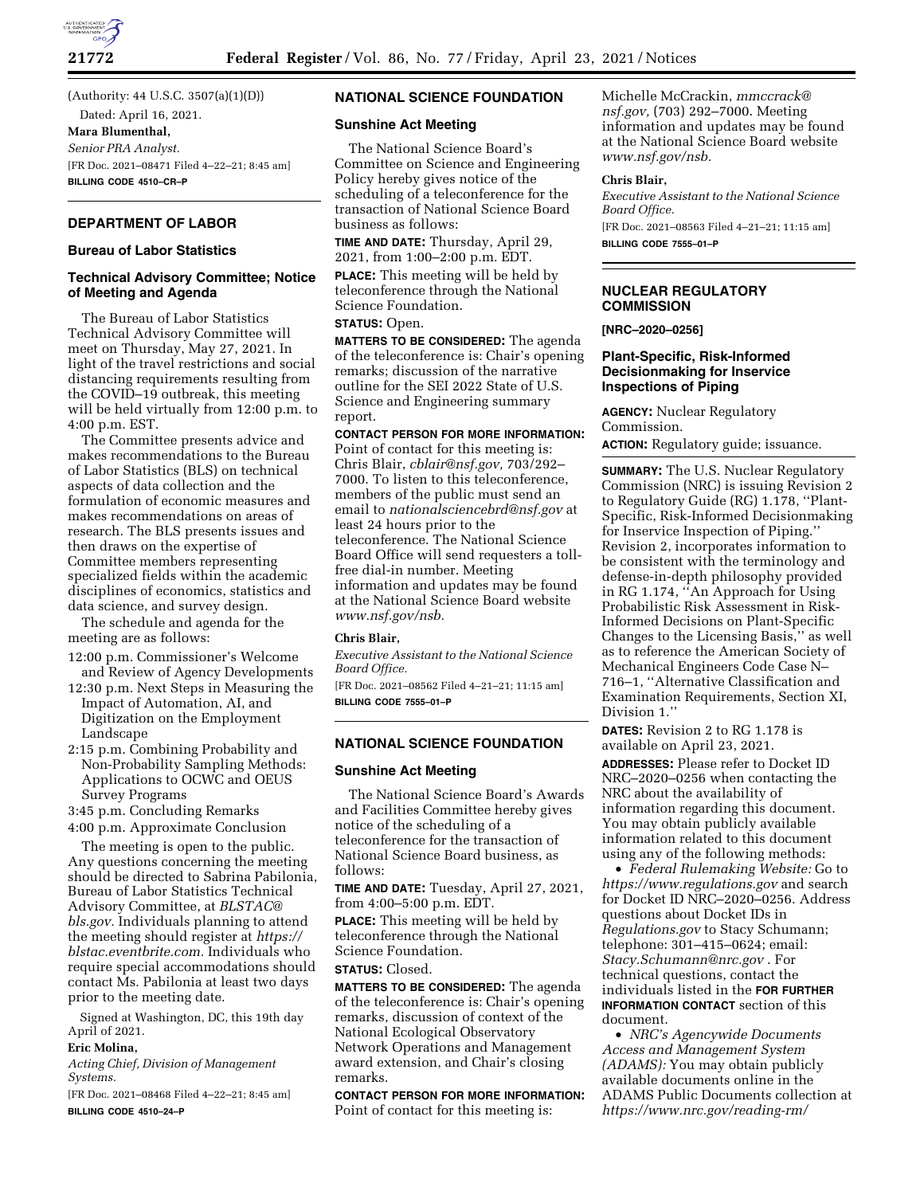(Authority: 44 U.S.C. 3507(a)(1)(D))

Dated: April 16, 2021.

**Mara Blumenthal,**

*Senior PRA Analyst.*

[FR Doc. 2021–08471 Filed 4–22–21; 8:45 am]

**BILLING CODE 4510–CR–P**

## DEPARTMENT OF LABOR

### Bureau of Labor Statistics

### Technical Advisory Committee; Notice of Meeting and Agenda

The Bureau of Labor Statistics Technical Advisory Committee will meet on Thursday, May 27, 2021. In light of the travel restrictions and social distancing requirements resulting from the COVID–19 outbreak, this meeting will be held virtually from 12:00 p.m. to 4:00 p.m. EST.

The Committee presents advice and makes recommendations to the Bureau of Labor Statistics (BLS) on technical aspects of data collection and the formulation of economic measures and makes recommendations on areas of research. The BLS presents issues and then draws on the expertise of Committee members representing specialized fields within the academic disciplines of economics, statistics and data science, and survey design.

The schedule and agenda for the meeting are as follows:

12:00 p.m. Commissioner's Welcome and Review of Agency Developments

12:30 p.m. Next Steps in Measuring the Impact of Automation, AI, and Digitization on the Employment Landscape

2:15 p.m. Combining Probability and Non-Probability Sampling Methods: Applications to OCWC and OEUS Survey Programs

3:45 p.m. Concluding Remarks

4:00 p.m. Approximate Conclusion

The meeting is open to the public. Any questions concerning the meeting should be directed to Sabrina Pabilonia, Bureau of Labor Statistics Technical Advisory Committee, at *BLSTAC@bls.gov.* Individuals planning to attend the meeting should register at *https://blstac.eventbrite.com.* Individuals who require special accommodations should contact Ms. Pabilonia at least two days prior to the meeting date.

Signed at Washington, DC, this 19th day of April of 2021.

**Eric Molina,**

*Acting Chief, Division of Management Systems.*

[FR Doc. 2021–08468 Filed 4–22–21; 8:45 am]

**BILLING CODE 4510–24–P**

## NATIONAL SCIENCE FOUNDATION

### Sunshine Act Meeting

The National Science Board's Committee on Science and Engineering Policy hereby gives notice of the scheduling of a teleconference for the transaction of National Science Board business as follows:

**TIME AND DATE:** Thursday, April 29, 2021, from 1:00–2:00 p.m. EDT.

**PLACE:** This meeting will be held by teleconference through the National Science Foundation.

**STATUS:** Open.

**MATTERS TO BE CONSIDERED:** The agenda of the teleconference is: Chair's opening remarks; discussion of the narrative outline for the SEI 2022 State of U.S. Science and Engineering summary report.

**CONTACT PERSON FOR MORE INFORMATION:** Point of contact for this meeting is: Chris Blair, *cblair@nsf.gov,* 703/292–7000. To listen to this teleconference, members of the public must send an email to *nationalsciencebrd@nsf.gov* at least 24 hours prior to the teleconference. The National Science Board Office will send requesters a toll-free dial-in number. Meeting information and updates may be found at the National Science Board website *www.nsf.gov/nsb.*

**Chris Blair,**

*Executive Assistant to the National Science Board Office.*

[FR Doc. 2021–08562 Filed 4–21–21; 11:15 am]

**BILLING CODE 7555–01–P**

## NATIONAL SCIENCE FOUNDATION

### Sunshine Act Meeting

The National Science Board's Awards and Facilities Committee hereby gives notice of the scheduling of a teleconference for the transaction of National Science Board business, as follows:

**TIME AND DATE:** Tuesday, April 27, 2021, from 4:00–5:00 p.m. EDT.

**PLACE:** This meeting will be held by teleconference through the National Science Foundation.

**STATUS:** Closed.

**MATTERS TO BE CONSIDERED:** The agenda of the teleconference is: Chair's opening remarks, discussion of context of the National Ecological Observatory Network Operations and Management award extension, and Chair's closing remarks.

**CONTACT PERSON FOR MORE INFORMATION:** Point of contact for this meeting is: Michelle McCrackin, *mmccrack@nsf.gov,* (703) 292–7000. Meeting information and updates may be found at the National Science Board website *www.nsf.gov/nsb.*

**Chris Blair,**

*Executive Assistant to the National Science Board Office.*

[FR Doc. 2021–08563 Filed 4–21–21; 11:15 am]

**BILLING CODE 7555–01–P**

## NUCLEAR REGULATORY COMMISSION

**[NRC–2020–0256]**

### Plant-Specific, Risk-Informed Decisionmaking for Inservice Inspections of Piping

**AGENCY:** Nuclear Regulatory Commission.

**ACTION:** Regulatory guide; issuance.

**SUMMARY:** The U.S. Nuclear Regulatory Commission (NRC) is issuing Revision 2 to Regulatory Guide (RG) 1.178, ''Plant-Specific, Risk-Informed Decisionmaking for Inservice Inspection of Piping.'' Revision 2, incorporates information to be consistent with the terminology and defense-in-depth philosophy provided in RG 1.174, ''An Approach for Using Probabilistic Risk Assessment in Risk-Informed Decisions on Plant-Specific Changes to the Licensing Basis,'' as well as to reference the American Society of Mechanical Engineers Code Case N–716–1, ''Alternative Classification and Examination Requirements, Section XI, Division 1.''

**DATES:** Revision 2 to RG 1.178 is available on April 23, 2021.

**ADDRESSES:** Please refer to Docket ID NRC–2020–0256 when contacting the NRC about the availability of information regarding this document. You may obtain publicly available information related to this document using any of the following methods:

- *Federal Rulemaking Website:* Go to *https://www.regulations.gov* and search for Docket ID NRC–2020–0256. Address questions about Docket IDs in *Regulations.gov* to Stacy Schumann; telephone: 301–415–0624; email: *Stacy.Schumann@nrc.gov* . For technical questions, contact the individuals listed in the **FOR FURTHER INFORMATION CONTACT** section of this document.
- *NRC's Agencywide Documents Access and Management System (ADAMS):* You may obtain publicly available documents online in the ADAMS Public Documents collection at *https://www.nrc.gov/reading-rm/*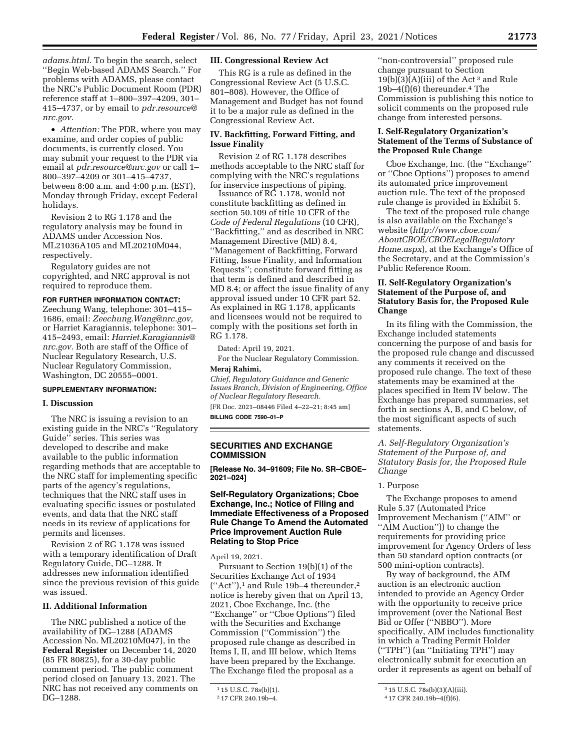*adams.html.* To begin the search, select ''Begin Web-based ADAMS Search.'' For problems with ADAMS, please contact the NRC's Public Document Room (PDR) reference staff at 1–800–397–4209, 301–415–4737, or by email to *pdr.resource@nrc.gov.*

- *Attention:* The PDR, where you may examine, and order copies of public documents, is currently closed. You may submit your request to the PDR via email at *pdr.resource@nrc.gov* or call 1–800–397–4209 or 301–415–4737, between 8:00 a.m. and 4:00 p.m. (EST), Monday through Friday, except Federal holidays.

Revision 2 to RG 1.178 and the regulatory analysis may be found in ADAMS under Accession Nos. ML21036A105 and ML20210M044, respectively.

Regulatory guides are not copyrighted, and NRC approval is not required to reproduce them.

**FOR FURTHER INFORMATION CONTACT:** Zeechung Wang, telephone: 301–415–1686, email: *Zeechung.Wang@nrc.gov,* or Harriet Karagiannis, telephone: 301–415–2493, email: *Harriet.Karagiannis@nrc.gov.* Both are staff of the Office of Nuclear Regulatory Research, U.S. Nuclear Regulatory Commission, Washington, DC 20555–0001.

**SUPPLEMENTARY INFORMATION:**

## I. Discussion

The NRC is issuing a revision to an existing guide in the NRC's ''Regulatory Guide'' series. This series was developed to describe and make available to the public information regarding methods that are acceptable to the NRC staff for implementing specific parts of the agency's regulations, techniques that the NRC staff uses in evaluating specific issues or postulated events, and data that the NRC staff needs in its review of applications for permits and licenses.

Revision 2 of RG 1.178 was issued with a temporary identification of Draft Regulatory Guide, DG–1288. It addresses new information identified since the previous revision of this guide was issued.

## II. Additional Information

The NRC published a notice of the availability of DG–1288 (ADAMS Accession No. ML20210M047), in the **Federal Register** on December 14, 2020 (85 FR 80825), for a 30-day public comment period. The public comment period closed on January 13, 2021. The NRC has not received any comments on DG–1288.

## III. Congressional Review Act

This RG is a rule as defined in the Congressional Review Act (5 U.S.C. 801–808). However, the Office of Management and Budget has not found it to be a major rule as defined in the Congressional Review Act.

## IV. Backfitting, Forward Fitting, and Issue Finality

Revision 2 of RG 1.178 describes methods acceptable to the NRC staff for complying with the NRC's regulations for inservice inspections of piping.

Issuance of RG 1.178, would not constitute backfitting as defined in section 50.109 of title 10 of the *Code of Federal Regulations* (10 CFR), ''Backfitting,'' and as described in NRC Management Directive (MD) 8.4, ''Management of Backfitting, Forward Fitting, Issue Finality, and Information Requests''; constitute forward fitting as that term is defined and described in MD 8.4; or affect the issue finality of any approval issued under 10 CFR part 52. As explained in RG 1.178, applicants and licensees would not be required to comply with the positions set forth in RG 1.178.

Dated: April 19, 2021.

For the Nuclear Regulatory Commission.

**Meraj Rahimi,**

*Chief, Regulatory Guidance and Generic Issues Branch, Division of Engineering, Office of Nuclear Regulatory Research.*

[FR Doc. 2021–08446 Filed 4–22–21; 8:45 am]

**BILLING CODE 7590–01–P**

---

# SECURITIES AND EXCHANGE COMMISSION

**[Release No. 34–91609; File No. SR–CBOE–2021–024]**

## Self-Regulatory Organizations; Cboe Exchange, Inc.; Notice of Filing and Immediate Effectiveness of a Proposed Rule Change To Amend the Automated Price Improvement Auction Rule Relating to Stop Price

April 19, 2021.

Pursuant to Section 19(b)(1) of the Securities Exchange Act of 1934 (''Act''),[1] and Rule 19b–4 thereunder,[2] notice is hereby given that on April 13, 2021, Cboe Exchange, Inc. (the ''Exchange'' or ''Cboe Options'') filed with the Securities and Exchange Commission (''Commission'') the proposed rule change as described in Items I, II, and III below, which Items have been prepared by the Exchange. The Exchange filed the proposal as a ''non-controversial'' proposed rule change pursuant to Section 19(b)(3)(A)(iii) of the Act[3] and Rule 19b–4(f)(6) thereunder.[4] The Commission is publishing this notice to solicit comments on the proposed rule change from interested persons.

## I. Self-Regulatory Organization's Statement of the Terms of Substance of the Proposed Rule Change

Cboe Exchange, Inc. (the ''Exchange'' or ''Cboe Options'') proposes to amend its automated price improvement auction rule. The text of the proposed rule change is provided in Exhibit 5.

The text of the proposed rule change is also available on the Exchange's website (*http://www.cboe.com/AboutCBOE/CBOELegalRegulatoryHome.aspx*), at the Exchange's Office of the Secretary, and at the Commission's Public Reference Room.

## II. Self-Regulatory Organization's Statement of the Purpose of, and Statutory Basis for, the Proposed Rule Change

In its filing with the Commission, the Exchange included statements concerning the purpose of and basis for the proposed rule change and discussed any comments it received on the proposed rule change. The text of these statements may be examined at the places specified in Item IV below. The Exchange has prepared summaries, set forth in sections A, B, and C below, of the most significant aspects of such statements.

### *A. Self-Regulatory Organization's Statement of the Purpose of, and Statutory Basis for, the Proposed Rule Change*

1. Purpose

The Exchange proposes to amend Rule 5.37 (Automated Price Improvement Mechanism (''AIM'' or ''AIM Auction'')) to change the requirements for providing price improvement for Agency Orders of less than 50 standard option contracts (or 500 mini-option contracts).

By way of background, the AIM auction is an electronic auction intended to provide an Agency Order with the opportunity to receive price improvement (over the National Best Bid or Offer (''NBBO''). More specifically, AIM includes functionality in which a Trading Permit Holder (''TPH'') (an ''Initiating TPH'') may electronically submit for execution an order it represents as agent on behalf of

---

[1] 15 U.S.C. 78s(b)(1).

[2] 17 CFR 240.19b–4.

[3] 15 U.S.C. 78s(b)(3)(A)(iii).

[4] 17 CFR 240.19b–4(f)(6).